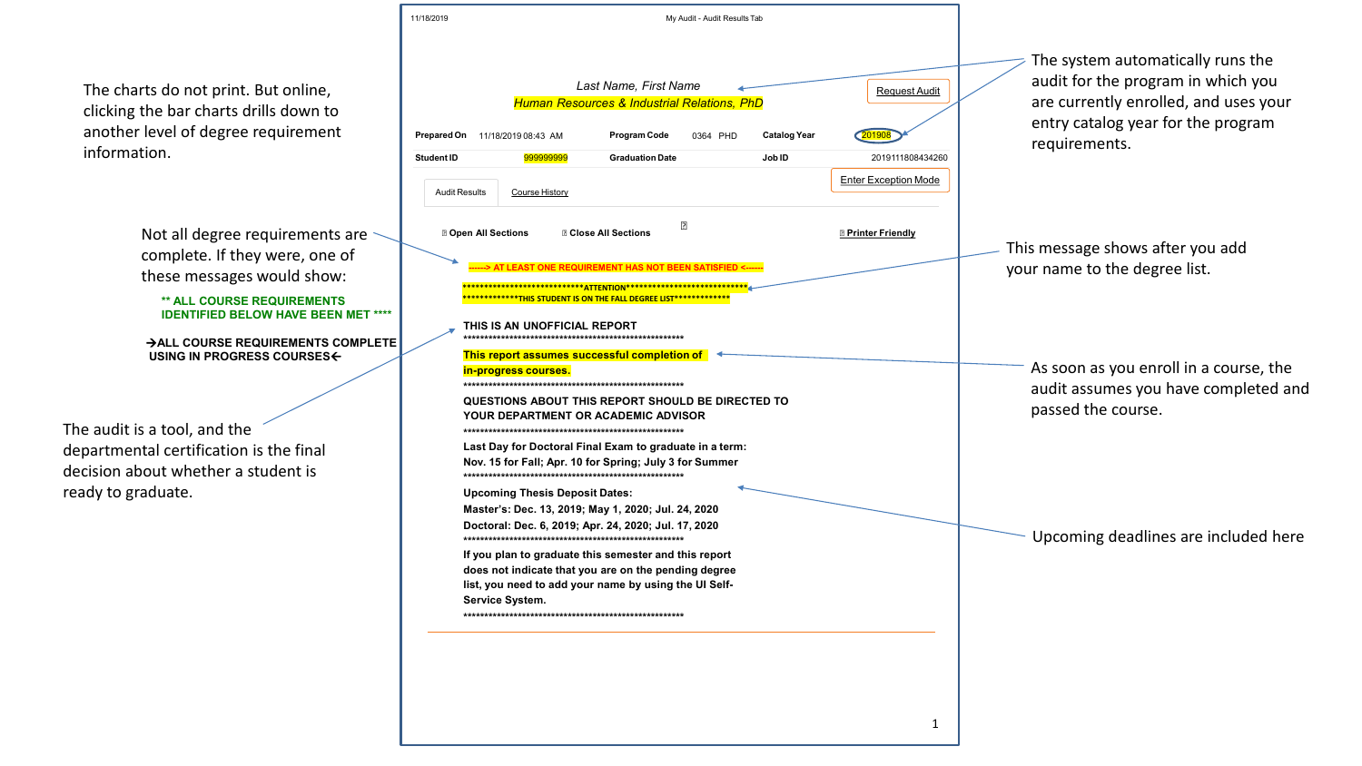The charts do not print. But online, clicking the bar charts drills down to another level of degree requirement information.

Not all degree requirements are complete. If they were, one of these messages would show:

** ALL COURSE REQUIREMENTS IDENTIFIED BELOW HAVE BEEN MET ****

→ALL COURSE REQUIREMENTS COMPLETE USING IN PROGRESS COURSES←

The audit is a tool, and the departmental certification is the final decision about whether a student is ready to graduate.

11/18/2019 My Audit - Audit Results Tab

*Last Name, First Name*

*Human Resources & Industrial Relations, PhD*

Request Audit

| Prepared On | 11/18/2019 08:43 AM | Program Code | 0364 PHD | Catalog Year | 201908 |
|---|---|---|---|---|---|
| Student ID | 999999999 | Graduation Date | | Job ID | 2019111808434260 |

Enter Exception Mode

Audit Results | Course History

Open All Sections | Close All Sections | Printer Friendly

------> AT LEAST ONE REQUIREMENT HAS NOT BEEN SATISFIED <------

*****************************ATTENTION*****************************
*************THIS STUDENT IS ON THE FALL DEGREE LIST*************

THIS IS AN UNOFFICIAL REPORT
****************************************************

This report assumes successful completion of in-progress courses.
****************************************************

QUESTIONS ABOUT THIS REPORT SHOULD BE DIRECTED TO YOUR DEPARTMENT OR ACADEMIC ADVISOR
****************************************************

Last Day for Doctoral Final Exam to graduate in a term:
Nov. 15 for Fall; Apr. 10 for Spring; July 3 for Summer
****************************************************

Upcoming Thesis Deposit Dates:
Master's: Dec. 13, 2019; May 1, 2020; Jul. 24, 2020
Doctoral: Dec. 6, 2019; Apr. 24, 2020; Jul. 17, 2020
****************************************************

If you plan to graduate this semester and this report does not indicate that you are on the pending degree list, you need to add your name by using the UI Self-Service System.
****************************************************

The system automatically runs the audit for the program in which you are currently enrolled, and uses your entry catalog year for the program requirements.

This message shows after you add your name to the degree list.

As soon as you enroll in a course, the audit assumes you have completed and passed the course.

Upcoming deadlines are included here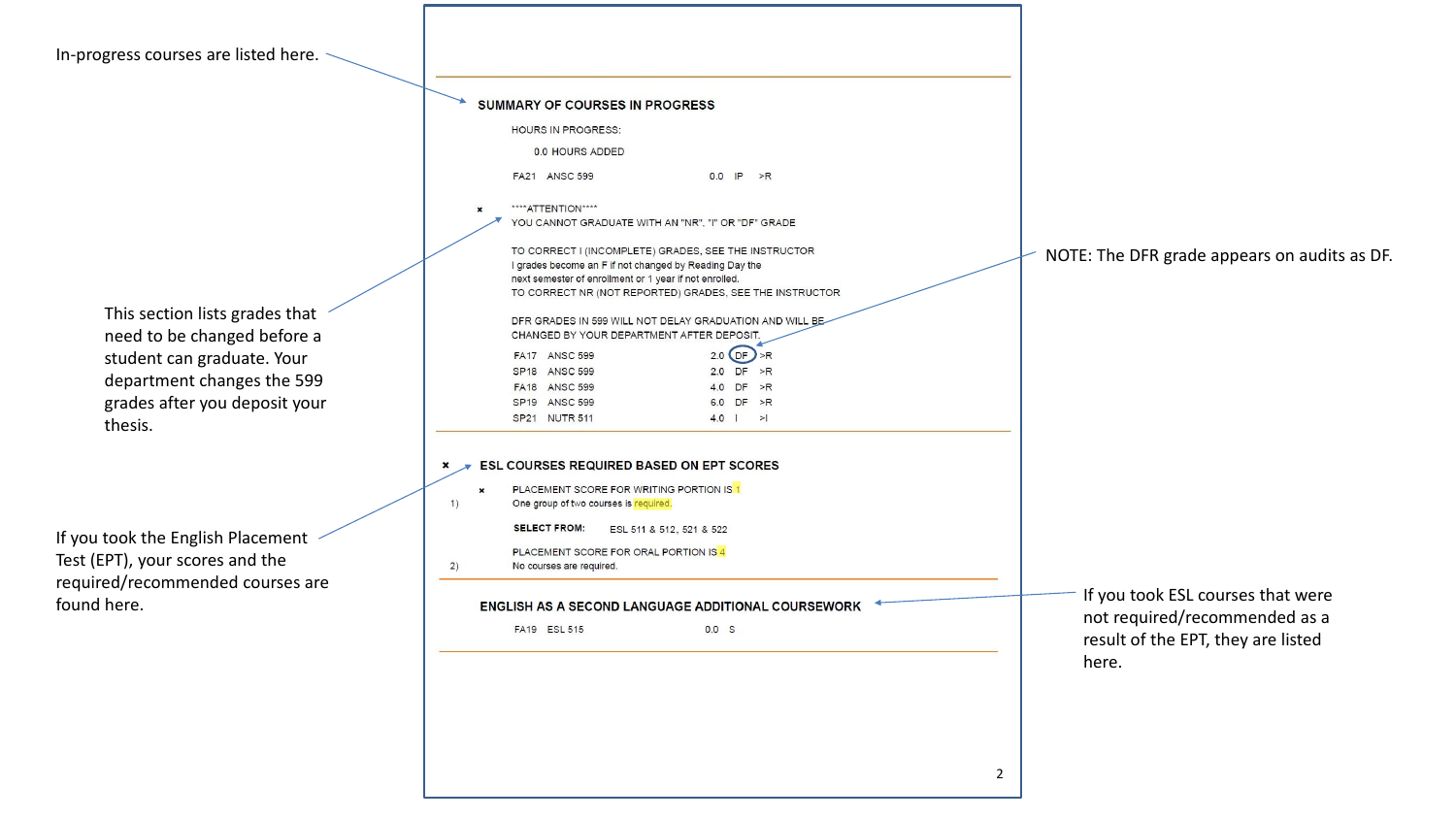In-progress courses are listed here.

This section lists grades that need to be changed before a student can graduate. Your department changes the 599 grades after you deposit your thesis.

If you took the English Placement Test (EPT), your scores and the required/recommended courses are found here.

NOTE: The DFR grade appears on audits as DF.

If you took ESL courses that were not required/recommended as a result of the EPT, they are listed here.

---

**SUMMARY OF COURSES IN PROGRESS**

HOURS IN PROGRESS:

0.0 HOURS ADDED

FA21 ANSC 599 0.0 IP >R

× ****ATTENTION****

YOU CANNOT GRADUATE WITH AN "NR", "I" OR "DF" GRADE

TO CORRECT I (INCOMPLETE) GRADES, SEE THE INSTRUCTOR
I grades become an F if not changed by Reading Day the next semester of enrollment or 1 year if not enrolled.
TO CORRECT NR (NOT REPORTED) GRADES, SEE THE INSTRUCTOR

DFR GRADES IN 599 WILL NOT DELAY GRADUATION AND WILL BE CHANGED BY YOUR DEPARTMENT AFTER DEPOSIT.

| Term | Course | Hours | Grade | |
|---|---|---|---|---|
| FA17 | ANSC 599 | 2.0 | DF | >R |
| SP18 | ANSC 599 | 2.0 | DF | >R |
| FA18 | ANSC 599 | 4.0 | DF | >R |
| SP19 | ANSC 599 | 6.0 | DF | >R |
| SP21 | NUTR 511 | 4.0 | I | >I |

---

× **ESL COURSES REQUIRED BASED ON EPT SCORES**

1) × PLACEMENT SCORE FOR WRITING PORTION IS 1
One group of two courses is required.

**SELECT FROM:** ESL 511 & 512, 521 & 522

2) PLACEMENT SCORE FOR ORAL PORTION IS 4
No courses are required.

---

**ENGLISH AS A SECOND LANGUAGE ADDITIONAL COURSEWORK**

FA19 ESL 515 0.0 S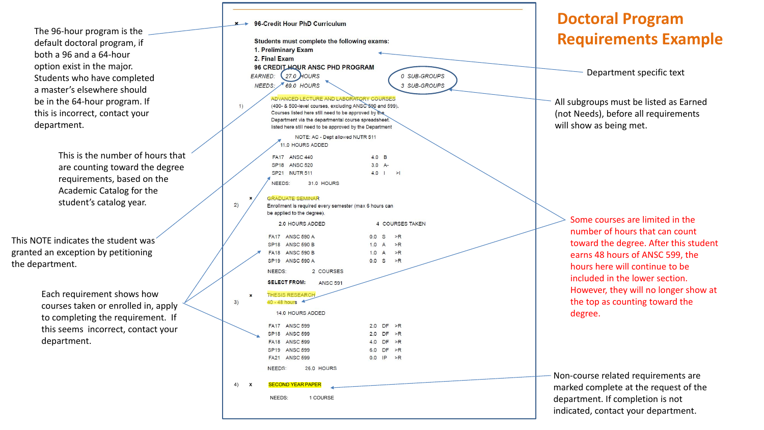# Doctoral Program Requirements Example

The 96-hour program is the default doctoral program, if both a 96 and a 64-hour option exist in the major. Students who have completed a master's elsewhere should be in the 64-hour program. If this is incorrect, contact your department.

This is the number of hours that are counting toward the degree requirements, based on the Academic Catalog for the student's catalog year.

This NOTE indicates the student was granted an exception by petitioning the department.

Each requirement shows how courses taken or enrolled in, apply to completing the requirement. If this seems incorrect, contact your department.

Department specific text

All subgroups must be listed as Earned (not Needs), before all requirements will show as being met.

Some courses are limited in the number of hours that can count toward the degree. After this student earns 48 hours of ANSC 599, the hours here will continue to be included in the lower section. However, they will no longer show at the top as counting toward the degree.

Non-course related requirements are marked complete at the request of the department. If completion is not indicated, contact your department.

---

x → **96-Credit Hour PhD Curriculum**

**Students must complete the following exams:**
**1. Preliminary Exam**
**2. Final Exam**
**96 CREDIT HOUR ANSC PHD PROGRAM**

*EARNED: 27.0 HOURS* — *0 SUB-GROUPS*
*NEEDS: 69.0 HOURS* — *3 SUB-GROUPS*

1) ADVANCED LECTURE AND LABORATORY COURSES
(400- & 500-level courses, excluding ANSC 590 and 599).
Courses listed here still need to be approved by the Department via the departmental course spreadsheet.
listed here still need to be approved by the Department

NOTE: AC - Dept allowed NUTR 511
11.0 HOURS ADDED

| | | | | |
|---|---|---|---|---|
| FA17 | ANSC 440 | 4.0 | B | |
| SP18 | ANSC 520 | 3.0 | A- | |
| SP21 | NUTR 511 | 4.0 | I | >I |

NEEDS: 31.0 HOURS

2) x GRADUATE SEMINAR
Enrollment is required every semester (max 6 hours can be applied to the degree).

2.0 HOURS ADDED — 4 COURSES TAKEN

| | | | | |
|---|---|---|---|---|
| FA17 | ANSC 590 A | 0.0 | S | >R |
| SP18 | ANSC 590 B | 1.0 | A | >R |
| FA18 | ANSC 590 B | 1.0 | A | >R |
| SP19 | ANSC 590 A | 0.0 | S | >R |

NEEDS: 2 COURSES

**SELECT FROM:** ANSC 591

3) x THESIS RESEARCH
40 - 48 hours

14.0 HOURS ADDED

| | | | | |
|---|---|---|---|---|
| FA17 | ANSC 599 | 2.0 | DF | >R |
| SP18 | ANSC 599 | 2.0 | DF | >R |
| FA18 | ANSC 599 | 4.0 | DF | >R |
| SP19 | ANSC 599 | 6.0 | DF | >R |
| FA21 | ANSC 599 | 0.0 | IP | >R |

NEEDS: 26.0 HOURS

4) x SECOND YEAR PAPER

NEEDS: 1 COURSE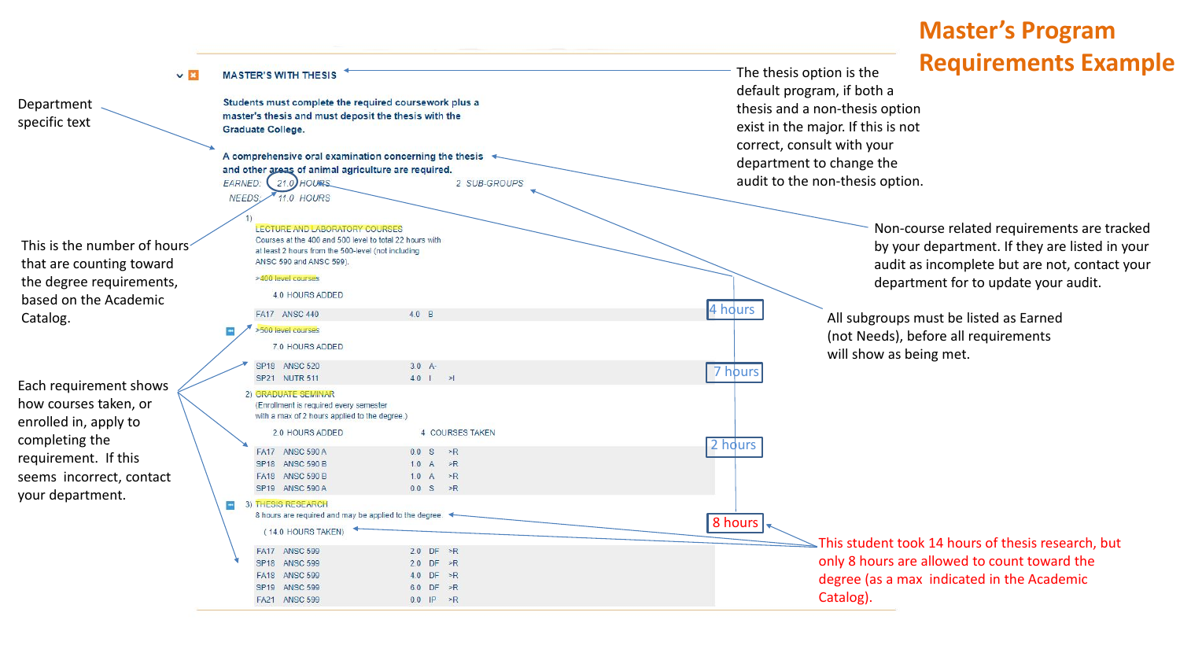# Master's Program Requirements Example

**MASTER'S WITH THESIS**

Students must complete the required coursework plus a master's thesis and must deposit the thesis with the Graduate College.

A comprehensive oral examination concerning the thesis and other areas of animal agriculture are required.

EARNED: 21.0 HOURS 2 SUB-GROUPS

NEEDS: 11.0 HOURS

1) LECTURE AND LABORATORY COURSES

Courses at the 400 and 500 level to total 22 hours with at least 2 hours from the 500-level (not including ANSC 590 and ANSC 599).

>400 level courses

4.0 HOURS ADDED

| | | | | |
|---|---|---|---|---|
| FA17 | ANSC 440 | 4.0 | B | |

>500 level courses

7.0 HOURS ADDED

| | | | | |
|---|---|---|---|---|
| SP18 | ANSC 520 | 3.0 | A- | |
| SP21 | NUTR 511 | 4.0 | I | >I |

2) GRADUATE SEMINAR

(Enrollment is required every semester with a max of 2 hours applied to the degree.)

2.0 HOURS ADDED 4 COURSES TAKEN

| | | | | |
|---|---|---|---|---|
| FA17 | ANSC 590 A | 0.0 | S | >R |
| SP18 | ANSC 590 B | 1.0 | A | >R |
| FA18 | ANSC 590 B | 1.0 | A | >R |
| SP19 | ANSC 590 A | 0.0 | S | >R |

3) THESIS RESEARCH

8 hours are required and may be applied to the degree

(14.0 HOURS TAKEN)

| | | | | |
|---|---|---|---|---|
| FA17 | ANSC 599 | 2.0 | DF | >R |
| SP18 | ANSC 599 | 2.0 | DF | >R |
| FA18 | ANSC 599 | 4.0 | DF | >R |
| SP19 | ANSC 599 | 6.0 | DF | >R |
| FA21 | ANSC 599 | 0.0 | IP | >R |

Annotations:

- 4 hours
- 7 hours
- 2 hours
- 8 hours
- Department specific text
- This is the number of hours that are counting toward the degree requirements, based on the Academic Catalog.
- Each requirement shows how courses taken, or enrolled in, apply to completing the requirement. If this seems incorrect, contact your department.
- The thesis option is the default program, if both a thesis and a non-thesis option exist in the major. If this is not correct, consult with your department to change the audit to the non-thesis option.
- Non-course related requirements are tracked by your department. If they are listed in your audit as incomplete but are not, contact your department for to update your audit.
- All subgroups must be listed as Earned (not Needs), before all requirements will show as being met.
- This student took 14 hours of thesis research, but only 8 hours are allowed to count toward the degree (as a max indicated in the Academic Catalog).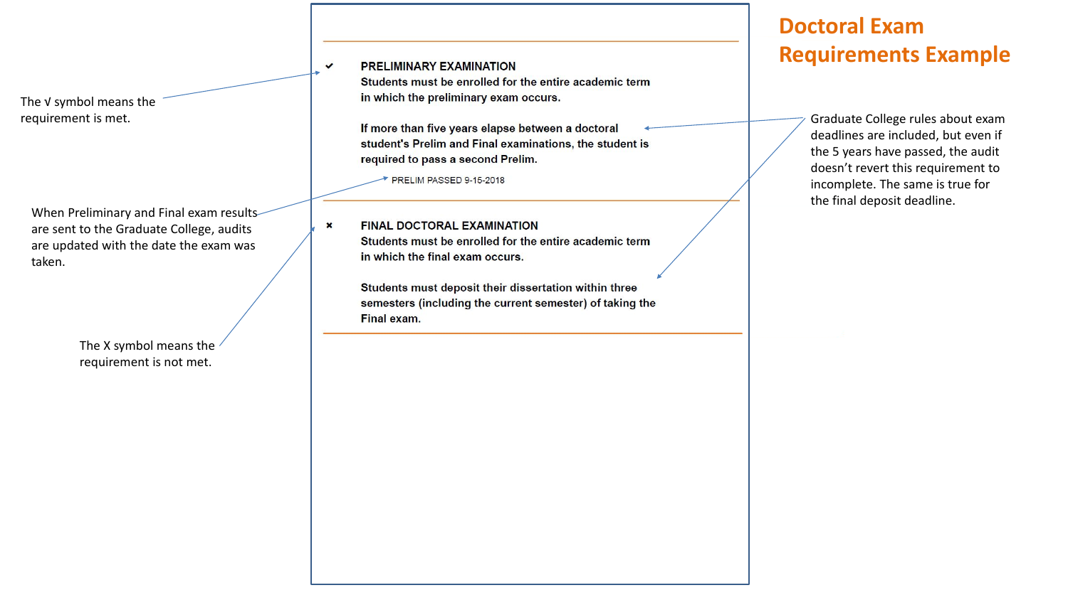# Doctoral Exam Requirements Example

✔ **PRELIMINARY EXAMINATION**

**Students must be enrolled for the entire academic term in which the preliminary exam occurs.**

**If more than five years elapse between a doctoral student's Prelim and Final examinations, the student is required to pass a second Prelim.**

PRELIM PASSED 9-15-2018

✖ **FINAL DOCTORAL EXAMINATION**

**Students must be enrolled for the entire academic term in which the final exam occurs.**

**Students must deposit their dissertation within three semesters (including the current semester) of taking the Final exam.**

---

The √ symbol means the requirement is met.

When Preliminary and Final exam results are sent to the Graduate College, audits are updated with the date the exam was taken.

The X symbol means the requirement is not met.

Graduate College rules about exam deadlines are included, but even if the 5 years have passed, the audit doesn't revert this requirement to incomplete. The same is true for the final deposit deadline.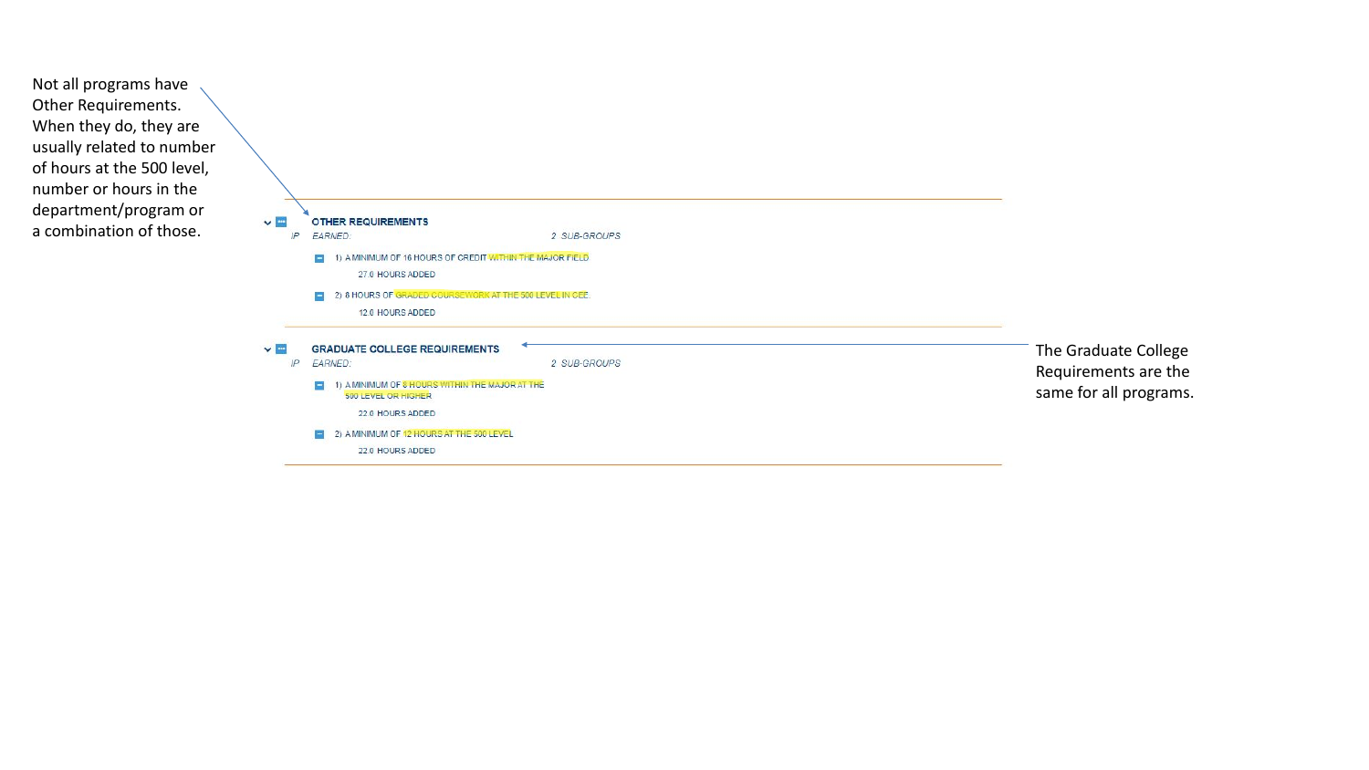Not all programs have Other Requirements. When they do, they are usually related to number of hours at the 500 level, number or hours in the department/program or a combination of those.

**OTHER REQUIREMENTS**

*IP EARNED:* *2 SUB-GROUPS*

1) A MINIMUM OF 16 HOURS OF CREDIT WITHIN THE MAJOR FIELD

27.0 HOURS ADDED

2) 8 HOURS OF GRADED COURSEWORK AT THE 500 LEVEL IN CEE.

12.0 HOURS ADDED

**GRADUATE COLLEGE REQUIREMENTS**

*IP EARNED:* *2 SUB-GROUPS*

1) A MINIMUM OF 8 HOURS WITHIN THE MAJOR AT THE 500 LEVEL OR HIGHER

22.0 HOURS ADDED

2) A MINIMUM OF 12 HOURS AT THE 500 LEVEL

22.0 HOURS ADDED

The Graduate College Requirements are the same for all programs.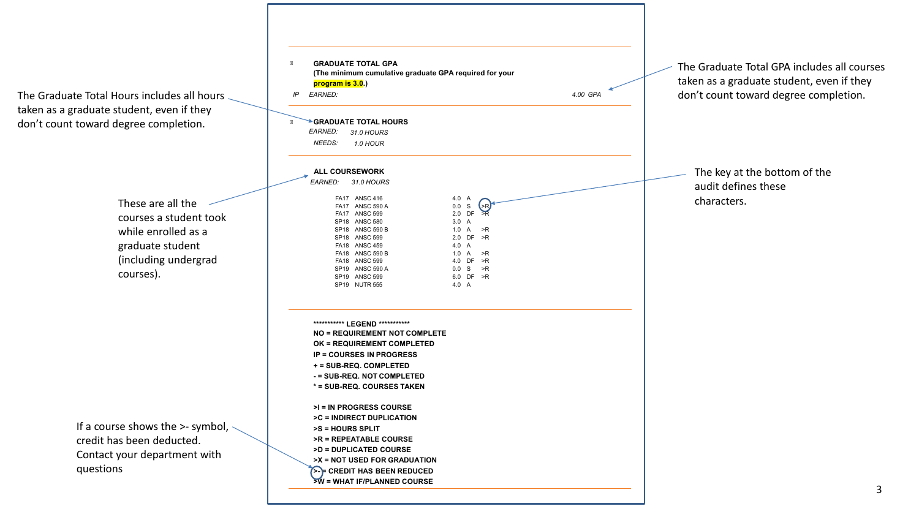The Graduate Total Hours includes all hours taken as a graduate student, even if they don't count toward degree completion.

These are all the courses a student took while enrolled as a graduate student (including undergrad courses).

If a course shows the >- symbol, credit has been deducted. Contact your department with questions

**GRADUATE TOTAL GPA**
**(The minimum cumulative graduate GPA required for your program is 3.0.)**

*IP EARNED:* *4.00 GPA*

**GRADUATE TOTAL HOURS**
*EARNED:* *31.0 HOURS*
*NEEDS:* *1.0 HOUR*

**ALL COURSEWORK**
*EARNED:* *31.0 HOURS*

| Term | Course | Hours | Grade | Code |
|---|---|---|---|---|
| FA17 | ANSC 416 | 4.0 | A | |
| FA17 | ANSC 590 A | 0.0 | S | >R |
| FA17 | ANSC 599 | 2.0 | DF | >R |
| SP18 | ANSC 580 | 3.0 | A | |
| SP18 | ANSC 590 B | 1.0 | A | >R |
| SP18 | ANSC 599 | 2.0 | DF | >R |
| FA18 | ANSC 459 | 4.0 | A | |
| FA18 | ANSC 590 B | 1.0 | A | >R |
| FA18 | ANSC 599 | 4.0 | DF | >R |
| SP19 | ANSC 590 A | 0.0 | S | >R |
| SP19 | ANSC 599 | 6.0 | DF | >R |
| SP19 | NUTR 555 | 4.0 | A | |

**\*\*\*\*\*\*\*\*\*\*\* LEGEND \*\*\*\*\*\*\*\*\*\*\***
**NO = REQUIREMENT NOT COMPLETE**
**OK = REQUIREMENT COMPLETED**
**IP = COURSES IN PROGRESS**
**+ = SUB-REQ. COMPLETED**
**- = SUB-REQ. NOT COMPLETED**
**\* = SUB-REQ. COURSES TAKEN**

**>I = IN PROGRESS COURSE**
**>C = INDIRECT DUPLICATION**
**>S = HOURS SPLIT**
**>R = REPEATABLE COURSE**
**>D = DUPLICATED COURSE**
**>X = NOT USED FOR GRADUATION**
**>- = CREDIT HAS BEEN REDUCED**
**>W = WHAT IF/PLANNED COURSE**

The Graduate Total GPA includes all courses taken as a graduate student, even if they don't count toward degree completion.

The key at the bottom of the audit defines these characters.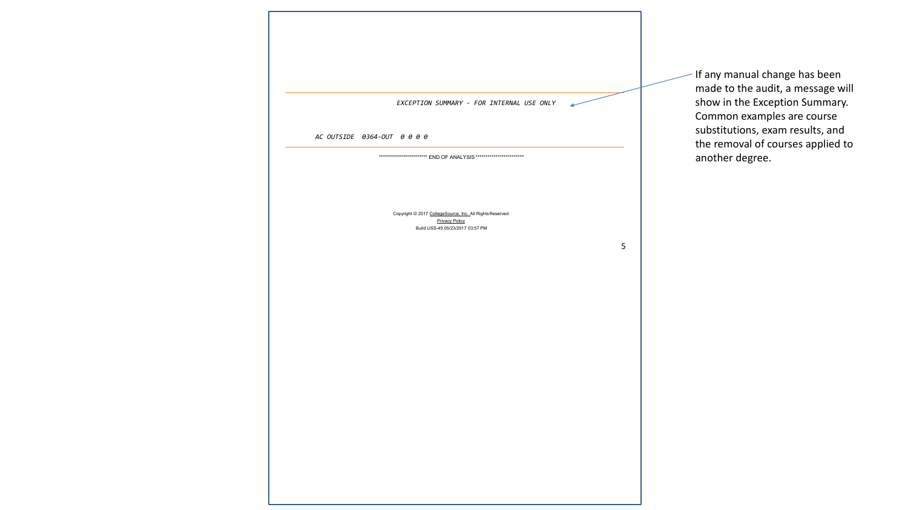*EXCEPTION SUMMARY - FOR INTERNAL USE ONLY*

*AC OUTSIDE 0364-OUT 0 0 0 0*

*********************** END OF ANALYSIS ***********************

Copyright © 2017 CollegeSource, Inc. All Rights Reserved.
Privacy Policy
Build USS-45 05/23/2017 03:57 PM

If any manual change has been made to the audit, a message will show in the Exception Summary. Common examples are course substitutions, exam results, and the removal of courses applied to another degree.